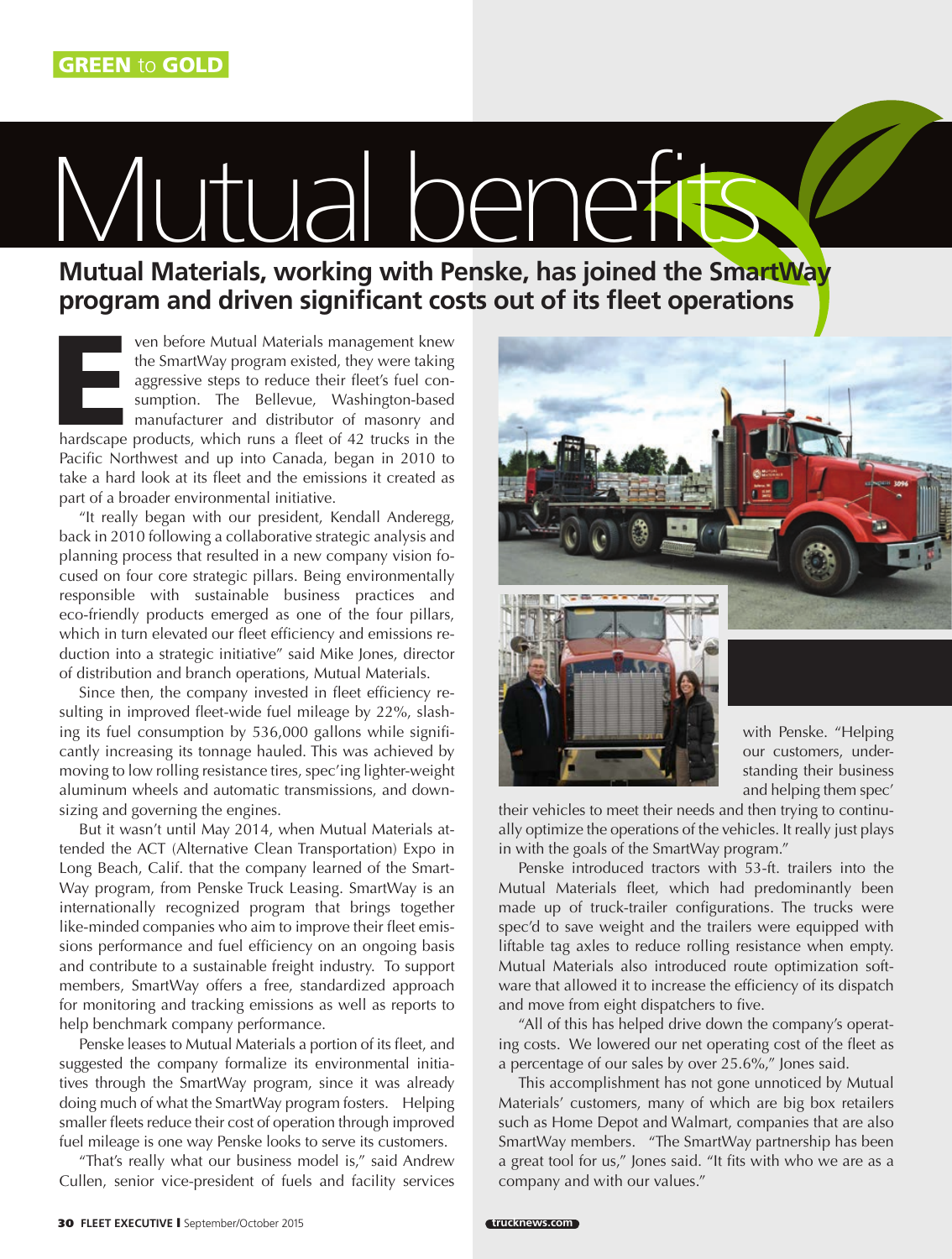GREEN to GOLD

# Mutual benefits

## Mutual Materials, working with Penske, has joined the SmartWay program and driven significant costs out of its fleet operations

Even before Mutual Materials management knew the SmartWay program existed, they were taking aggressive steps to reduce their fleet's fuel consumption. The Bellevue, Washington-based manufacturer and distributor of masonry and hardscape products, which runs a fleet of 42 trucks in the Pacific Northwest and up into Canada, began in 2010 to take a hard look at its fleet and the emissions it created as part of a broader environmental initiative.

"It really began with our president, Kendall Anderegg, back in 2010 following a collaborative strategic analysis and planning process that resulted in a new company vision focused on four core strategic pillars. Being environmentally responsible with sustainable business practices and eco-friendly products emerged as one of the four pillars, which in turn elevated our fleet efficiency and emissions reduction into a strategic initiative" said Mike Jones, director of distribution and branch operations, Mutual Materials.

Since then, the company invested in fleet efficiency resulting in improved fleet-wide fuel mileage by 22%, slashing its fuel consumption by 536,000 gallons while significantly increasing its tonnage hauled. This was achieved by moving to low rolling resistance tires, spec'ing lighter-weight aluminum wheels and automatic transmissions, and downsizing and governing the engines.

But it wasn't until May 2014, when Mutual Materials attended the ACT (Alternative Clean Transportation) Expo in Long Beach, Calif. that the company learned of the SmartWay program, from Penske Truck Leasing. SmartWay is an internationally recognized program that brings together like-minded companies who aim to improve their fleet emissions performance and fuel efficiency on an ongoing basis and contribute to a sustainable freight industry. To support members, SmartWay offers a free, standardized approach for monitoring and tracking emissions as well as reports to help benchmark company performance.

Penske leases to Mutual Materials a portion of its fleet, and suggested the company formalize its environmental initiatives through the SmartWay program, since it was already doing much of what the SmartWay program fosters. Helping smaller fleets reduce their cost of operation through improved fuel mileage is one way Penske looks to serve its customers.

"That's really what our business model is," said Andrew Cullen, senior vice-president of fuels and facility services with Penske. "Helping our customers, understanding their business and helping them spec' their vehicles to meet their needs and then trying to continually optimize the operations of the vehicles. It really just plays in with the goals of the SmartWay program."

Penske introduced tractors with 53-ft. trailers into the Mutual Materials fleet, which had predominantly been made up of truck-trailer configurations. The trucks were spec'd to save weight and the trailers were equipped with liftable tag axles to reduce rolling resistance when empty. Mutual Materials also introduced route optimization software that allowed it to increase the efficiency of its dispatch and move from eight dispatchers to five.

"All of this has helped drive down the company's operating costs. We lowered our net operating cost of the fleet as a percentage of our sales by over 25.6%," Jones said.

This accomplishment has not gone unnoticed by Mutual Materials' customers, many of which are big box retailers such as Home Depot and Walmart, companies that are also SmartWay members. "The SmartWay partnership has been a great tool for us," Jones said. "It fits with who we are as a company and with our values."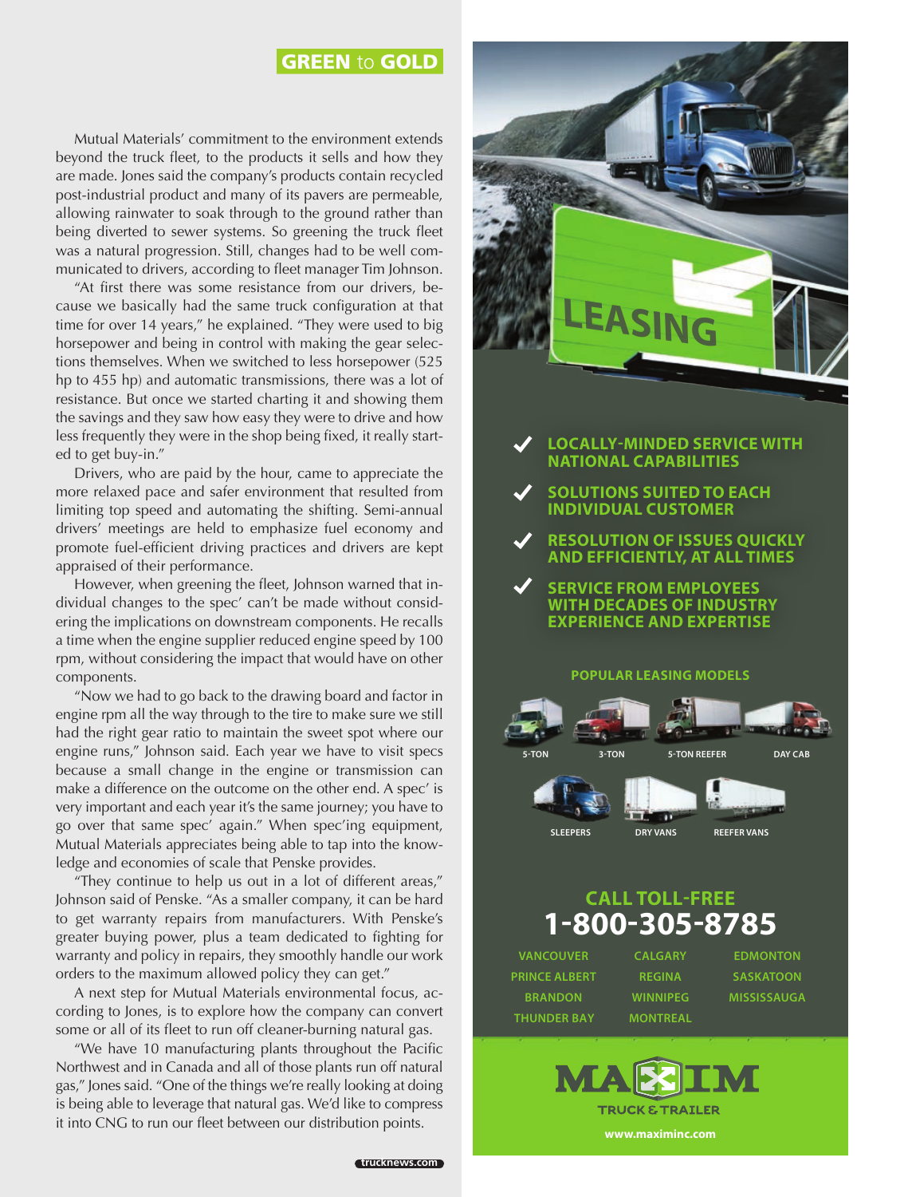Mutual Materials' commitment to the environment extends beyond the truck fleet, to the products it sells and how they are made. Jones said the company's products contain recycled post-industrial product and many of its pavers are permeable, allowing rainwater to soak through to the ground rather than being diverted to sewer systems. So greening the truck fleet was a natural progression. Still, changes had to be well communicated to drivers, according to fleet manager Tim Johnson.

"At first there was some resistance from our drivers, because we basically had the same truck configuration at that time for over 14 years," he explained. "They were used to big horsepower and being in control with making the gear selections themselves. When we switched to less horsepower (525 hp to 455 hp) and automatic transmissions, there was a lot of resistance. But once we started charting it and showing them the savings and they saw how easy they were to drive and how less frequently they were in the shop being fixed, it really started to get buy-in."

Drivers, who are paid by the hour, came to appreciate the more relaxed pace and safer environment that resulted from limiting top speed and automating the shifting. Semi-annual drivers' meetings are held to emphasize fuel economy and promote fuel-efficient driving practices and drivers are kept appraised of their performance.

However, when greening the fleet, Johnson warned that individual changes to the spec' can't be made without considering the implications on downstream components. He recalls a time when the engine supplier reduced engine speed by 100 rpm, without considering the impact that would have on other components.

"Now we had to go back to the drawing board and factor in engine rpm all the way through to the tire to make sure we still had the right gear ratio to maintain the sweet spot where our engine runs," Johnson said. Each year we have to visit specs because a small change in the engine or transmission can make a difference on the outcome on the other end. A spec' is very important and each year it's the same journey; you have to go over that same spec' again." When spec'ing equipment, Mutual Materials appreciates being able to tap into the knowledge and economies of scale that Penske provides.

"They continue to help us out in a lot of different areas," Johnson said of Penske. "As a smaller company, it can be hard to get warranty repairs from manufacturers. With Penske's greater buying power, plus a team dedicated to fighting for warranty and policy in repairs, they smoothly handle our work orders to the maximum allowed policy they can get."

A next step for Mutual Materials environmental focus, according to Jones, is to explore how the company can convert some or all of its fleet to run off cleaner-burning natural gas.

"We have 10 manufacturing plants throughout the Pacific Northwest and in Canada and all of those plants run off natural gas," Jones said. "One of the things we're really looking at doing is being able to leverage that natural gas. We'd like to compress it into CNG to run our fleet between our distribution points.

LEASING

- LOCALLY-MINDED SERVICE WITH NATIONAL CAPABILITIES
- SOLUTIONS SUITED TO EACH INDIVIDUAL CUSTOMER
- RESOLUTION OF ISSUES QUICKLY AND EFFICIENTLY, AT ALL TIMES
- SERVICE FROM EMPLOYEES WITH DECADES OF INDUSTRY EXPERIENCE AND EXPERTISE

POPULAR LEASING MODELS

5-TON
3-TON
5-TON REEFER
DAY CAB
SLEEPERS
DRY VANS
REEFER VANS

CALL TOLL-FREE
**1-800-305-8785**

VANCOUVER
CALGARY
EDMONTON
PRINCE ALBERT
REGINA
SASKATOON
BRANDON
WINNIPEG
MISSISSAUGA
THUNDER BAY
MONTREAL

MAXIM
TRUCK & TRAILER
www.maximinc.com